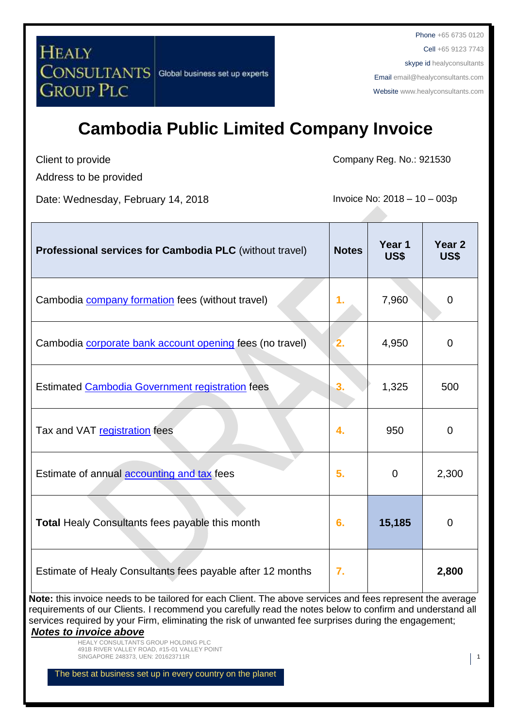Phone +65 6735 0120
Cell +65 9123 7743
skype id healyconsultants
Email email@healyconsultants.com
Website www.healyconsultants.com

# Cambodia Public Limited Company Invoice

Client to provide
Address to be provided

Company Reg. No.: 921530

Date: Wednesday, February 14, 2018

Invoice No: 2018 – 10 – 003p

| **Professional services for Cambodia PLC** (without travel) | **Notes** | **Year 1 US$** | **Year 2 US$** |
|---|---|---|---|
| Cambodia company formation fees (without travel) | 1. | 7,960 | 0 |
| Cambodia corporate bank account opening fees (no travel) | 2. | 4,950 | 0 |
| Estimated Cambodia Government registration fees | 3. | 1,325 | 500 |
| Tax and VAT registration fees | 4. | 950 | 0 |
| Estimate of annual accounting and tax fees | 5. | 0 | 2,300 |
| **Total** Healy Consultants fees payable this month | 6. | **15,185** | 0 |
| Estimate of Healy Consultants fees payable after 12 months | 7. | | **2,800** |

**Note:** this invoice needs to be tailored for each Client. The above services and fees represent the average requirements of our Clients. I recommend you carefully read the notes below to confirm and understand all services required by your Firm, eliminating the risk of unwanted fee surprises during the engagement;

***Notes to invoice above***

HEALY CONSULTANTS GROUP HOLDING PLC
491B RIVER VALLEY ROAD, #15-01 VALLEY POINT
SINGAPORE 248373, UEN: 201623711R

The best at business set up in every country on the planet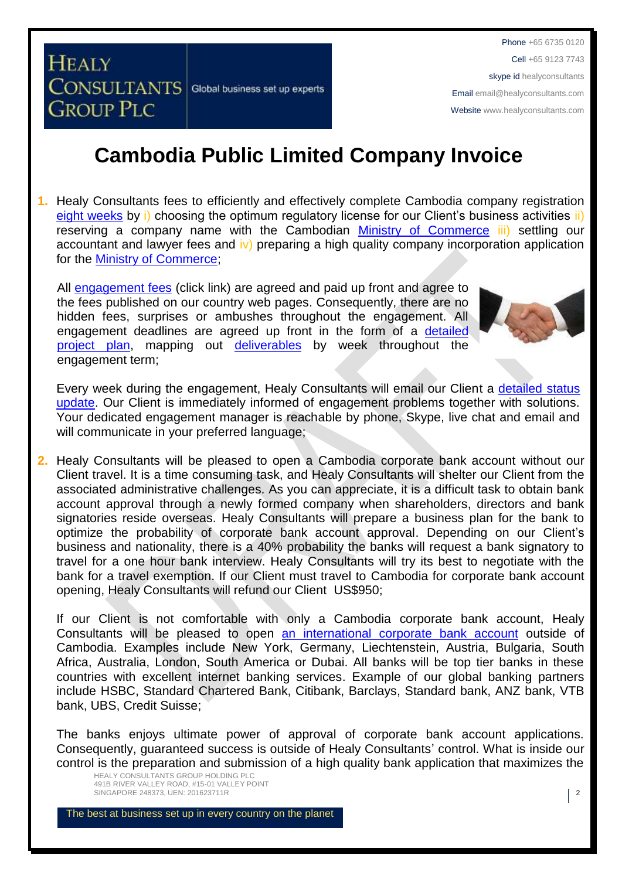# Cambodia Public Limited Company Invoice

1. Healy Consultants fees to efficiently and effectively complete Cambodia company registration eight weeks by i) choosing the optimum regulatory license for our Client's business activities ii) reserving a company name with the Cambodian Ministry of Commerce iii) settling our accountant and lawyer fees and iv) preparing a high quality company incorporation application for the Ministry of Commerce;

   All engagement fees (click link) are agreed and paid up front and agree to the fees published on our country web pages. Consequently, there are no hidden fees, surprises or ambushes throughout the engagement. All engagement deadlines are agreed up front in the form of a detailed project plan, mapping out deliverables by week throughout the engagement term;

   Every week during the engagement, Healy Consultants will email our Client a detailed status update. Our Client is immediately informed of engagement problems together with solutions. Your dedicated engagement manager is reachable by phone, Skype, live chat and email and will communicate in your preferred language;

2. Healy Consultants will be pleased to open a Cambodia corporate bank account without our Client travel. It is a time consuming task, and Healy Consultants will shelter our Client from the associated administrative challenges. As you can appreciate, it is a difficult task to obtain bank account approval through a newly formed company when shareholders, directors and bank signatories reside overseas. Healy Consultants will prepare a business plan for the bank to optimize the probability of corporate bank account approval. Depending on our Client's business and nationality, there is a 40% probability the banks will request a bank signatory to travel for a one hour bank interview. Healy Consultants will try its best to negotiate with the bank for a travel exemption. If our Client must travel to Cambodia for corporate bank account opening, Healy Consultants will refund our Client US$950;

   If our Client is not comfortable with only a Cambodia corporate bank account, Healy Consultants will be pleased to open an international corporate bank account outside of Cambodia. Examples include New York, Germany, Liechtenstein, Austria, Bulgaria, South Africa, Australia, London, South America or Dubai. All banks will be top tier banks in these countries with excellent internet banking services. Example of our global banking partners include HSBC, Standard Chartered Bank, Citibank, Barclays, Standard bank, ANZ bank, VTB bank, UBS, Credit Suisse;

   The banks enjoys ultimate power of approval of corporate bank account applications. Consequently, guaranteed success is outside of Healy Consultants' control. What is inside our control is the preparation and submission of a high quality bank application that maximizes the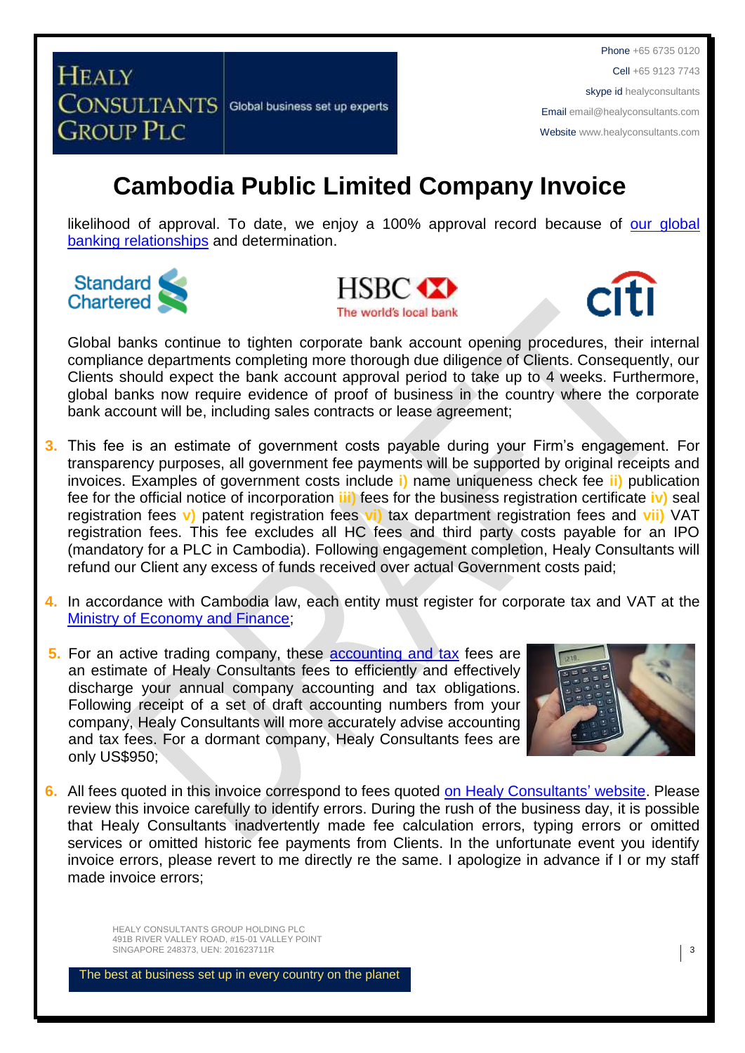# Cambodia Public Limited Company Invoice

likelihood of approval. To date, we enjoy a 100% approval record because of our global banking relationships and determination.

Global banks continue to tighten corporate bank account opening procedures, their internal compliance departments completing more thorough due diligence of Clients. Consequently, our Clients should expect the bank account approval period to take up to 4 weeks. Furthermore, global banks now require evidence of proof of business in the country where the corporate bank account will be, including sales contracts or lease agreement;

3. This fee is an estimate of government costs payable during your Firm's engagement. For transparency purposes, all government fee payments will be supported by original receipts and invoices. Examples of government costs include **i)** name uniqueness check fee **ii)** publication fee for the official notice of incorporation **iii)** fees for the business registration certificate **iv)** seal registration fees **v)** patent registration fees **vi)** tax department registration fees and **vii)** VAT registration fees. This fee excludes all HC fees and third party costs payable for an IPO (mandatory for a PLC in Cambodia). Following engagement completion, Healy Consultants will refund our Client any excess of funds received over actual Government costs paid;

4. In accordance with Cambodia law, each entity must register for corporate tax and VAT at the Ministry of Economy and Finance;

5. For an active trading company, these accounting and tax fees are an estimate of Healy Consultants fees to efficiently and effectively discharge your annual company accounting and tax obligations. Following receipt of a set of draft accounting numbers from your company, Healy Consultants will more accurately advise accounting and tax fees. For a dormant company, Healy Consultants fees are only US$950;

6. All fees quoted in this invoice correspond to fees quoted on Healy Consultants' website. Please review this invoice carefully to identify errors. During the rush of the business day, it is possible that Healy Consultants inadvertently made fee calculation errors, typing errors or omitted services or omitted historic fee payments from Clients. In the unfortunate event you identify invoice errors, please revert to me directly re the same. I apologize in advance if I or my staff made invoice errors;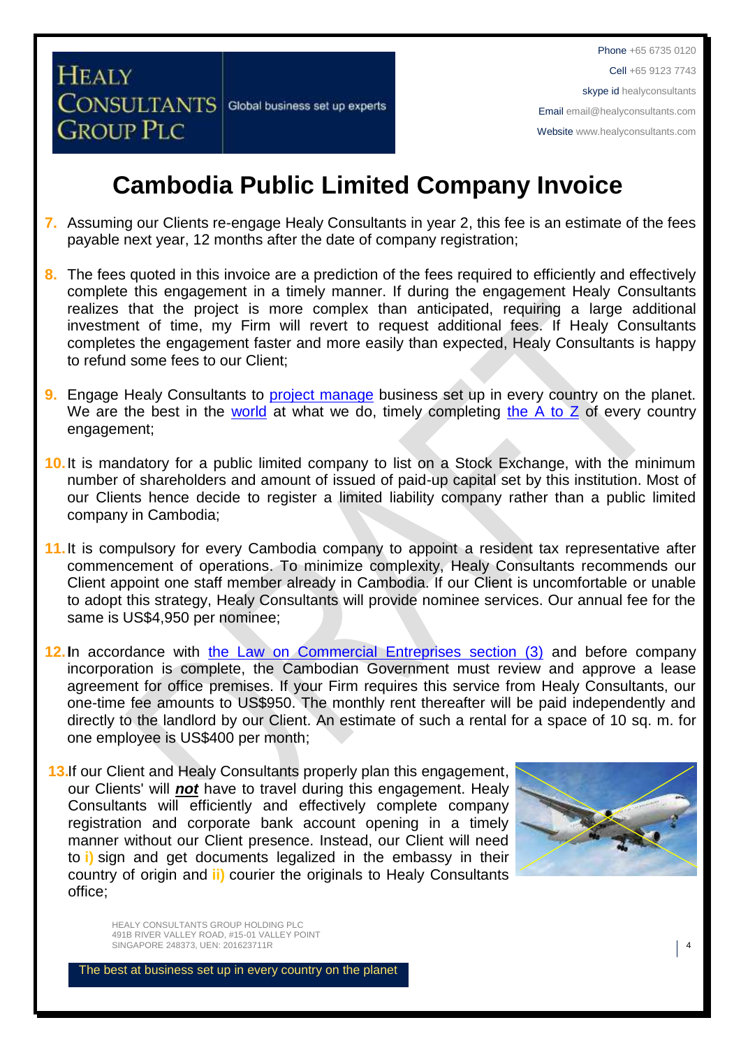# Cambodia Public Limited Company Invoice

7. Assuming our Clients re-engage Healy Consultants in year 2, this fee is an estimate of the fees payable next year, 12 months after the date of company registration;

8. The fees quoted in this invoice are a prediction of the fees required to efficiently and effectively complete this engagement in a timely manner. If during the engagement Healy Consultants realizes that the project is more complex than anticipated, requiring a large additional investment of time, my Firm will revert to request additional fees. If Healy Consultants completes the engagement faster and more easily than expected, Healy Consultants is happy to refund some fees to our Client;

9. Engage Healy Consultants to project manage business set up in every country on the planet. We are the best in the world at what we do, timely completing the A to Z of every country engagement;

10. It is mandatory for a public limited company to list on a Stock Exchange, with the minimum number of shareholders and amount of issued of paid-up capital set by this institution. Most of our Clients hence decide to register a limited liability company rather than a public limited company in Cambodia;

11. It is compulsory for every Cambodia company to appoint a resident tax representative after commencement of operations. To minimize complexity, Healy Consultants recommends our Client appoint one staff member already in Cambodia. If our Client is uncomfortable or unable to adopt this strategy, Healy Consultants will provide nominee services. Our annual fee for the same is US$4,950 per nominee;

12. In accordance with the Law on Commercial Entreprises section (3) and before company incorporation is complete, the Cambodian Government must review and approve a lease agreement for office premises. If your Firm requires this service from Healy Consultants, our one-time fee amounts to US$950. The monthly rent thereafter will be paid independently and directly to the landlord by our Client. An estimate of such a rental for a space of 10 sq. m. for one employee is US$400 per month;

13. If our Client and Healy Consultants properly plan this engagement, our Clients' will ***not*** have to travel during this engagement. Healy Consultants will efficiently and effectively complete company registration and corporate bank account opening in a timely manner without our Client presence. Instead, our Client will need to **i)** sign and get documents legalized in the embassy in their country of origin and **ii)** courier the originals to Healy Consultants office;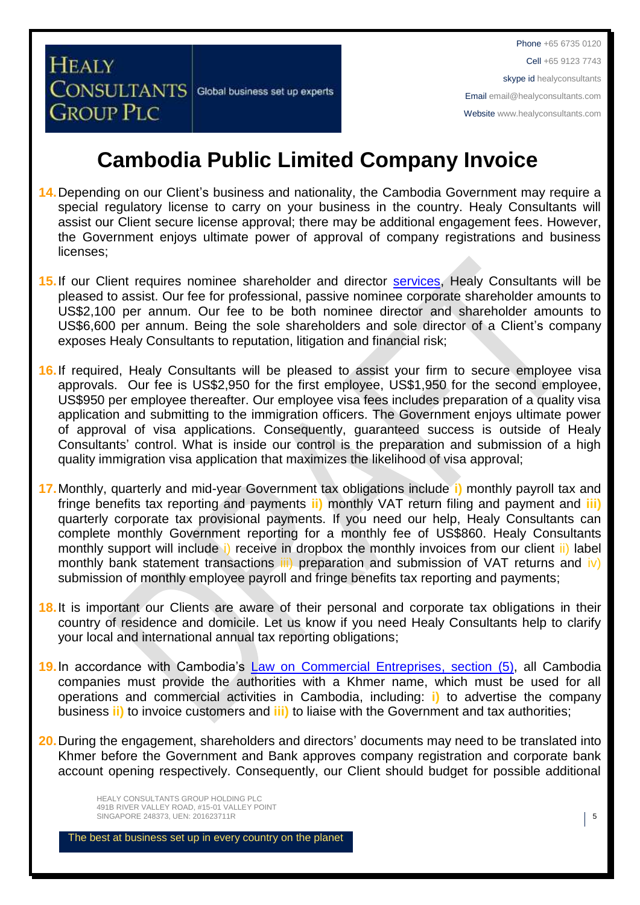# Cambodia Public Limited Company Invoice

14. Depending on our Client's business and nationality, the Cambodia Government may require a special regulatory license to carry on your business in the country. Healy Consultants will assist our Client secure license approval; there may be additional engagement fees. However, the Government enjoys ultimate power of approval of company registrations and business licenses;

15. If our Client requires nominee shareholder and director [services](), Healy Consultants will be pleased to assist. Our fee for professional, passive nominee corporate shareholder amounts to US$2,100 per annum. Our fee to be both nominee director and shareholder amounts to US$6,600 per annum. Being the sole shareholders and sole director of a Client's company exposes Healy Consultants to reputation, litigation and financial risk;

16. If required, Healy Consultants will be pleased to assist your firm to secure employee visa approvals. Our fee is US$2,950 for the first employee, US$1,950 for the second employee, US$950 per employee thereafter. Our employee visa fees includes preparation of a quality visa application and submitting to the immigration officers. The Government enjoys ultimate power of approval of visa applications. Consequently, guaranteed success is outside of Healy Consultants' control. What is inside our control is the preparation and submission of a high quality immigration visa application that maximizes the likelihood of visa approval;

17. Monthly, quarterly and mid-year Government tax obligations include **i)** monthly payroll tax and fringe benefits tax reporting and payments **ii)** monthly VAT return filing and payment and **iii)** quarterly corporate tax provisional payments. If you need our help, Healy Consultants can complete monthly Government reporting for a monthly fee of US$860. Healy Consultants monthly support will include i) receive in dropbox the monthly invoices from our client ii) label monthly bank statement transactions iii) preparation and submission of VAT returns and iv) submission of monthly employee payroll and fringe benefits tax reporting and payments;

18. It is important our Clients are aware of their personal and corporate tax obligations in their country of residence and domicile. Let us know if you need Healy Consultants help to clarify your local and international annual tax reporting obligations;

19. In accordance with Cambodia's [Law on Commercial Entreprises, section (5)](), all Cambodia companies must provide the authorities with a Khmer name, which must be used for all operations and commercial activities in Cambodia, including: **i)** to advertise the company business **ii)** to invoice customers and **iii)** to liaise with the Government and tax authorities;

20. During the engagement, shareholders and directors' documents may need to be translated into Khmer before the Government and Bank approves company registration and corporate bank account opening respectively. Consequently, our Client should budget for possible additional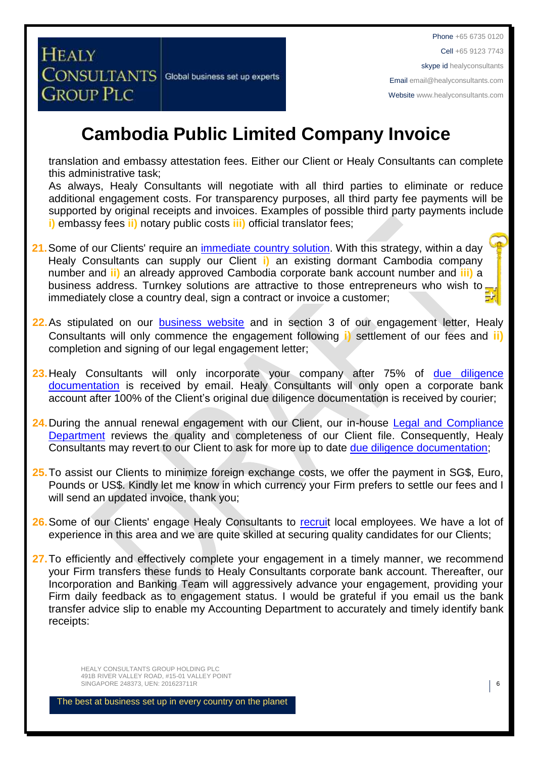# Cambodia Public Limited Company Invoice

translation and embassy attestation fees. Either our Client or Healy Consultants can complete this administrative task;

As always, Healy Consultants will negotiate with all third parties to eliminate or reduce additional engagement costs. For transparency purposes, all third party fee payments will be supported by original receipts and invoices. Examples of possible third party payments include **i)** embassy fees **ii)** notary public costs **iii)** official translator fees;

21. Some of our Clients' require an immediate country solution. With this strategy, within a day Healy Consultants can supply our Client **i)** an existing dormant Cambodia company number and **ii)** an already approved Cambodia corporate bank account number and **iii)** a business address. Turnkey solutions are attractive to those entrepreneurs who wish to immediately close a country deal, sign a contract or invoice a customer;

22. As stipulated on our business website and in section 3 of our engagement letter, Healy Consultants will only commence the engagement following **i)** settlement of our fees and **ii)** completion and signing of our legal engagement letter;

23. Healy Consultants will only incorporate your company after 75% of due diligence documentation is received by email. Healy Consultants will only open a corporate bank account after 100% of the Client's original due diligence documentation is received by courier;

24. During the annual renewal engagement with our Client, our in-house Legal and Compliance Department reviews the quality and completeness of our Client file. Consequently, Healy Consultants may revert to our Client to ask for more up to date due diligence documentation;

25. To assist our Clients to minimize foreign exchange costs, we offer the payment in SG$, Euro, Pounds or US$. Kindly let me know in which currency your Firm prefers to settle our fees and I will send an updated invoice, thank you;

26. Some of our Clients' engage Healy Consultants to recruit local employees. We have a lot of experience in this area and we are quite skilled at securing quality candidates for our Clients;

27. To efficiently and effectively complete your engagement in a timely manner, we recommend your Firm transfers these funds to Healy Consultants corporate bank account. Thereafter, our Incorporation and Banking Team will aggressively advance your engagement, providing your Firm daily feedback as to engagement status. I would be grateful if you email us the bank transfer advice slip to enable my Accounting Department to accurately and timely identify bank receipts: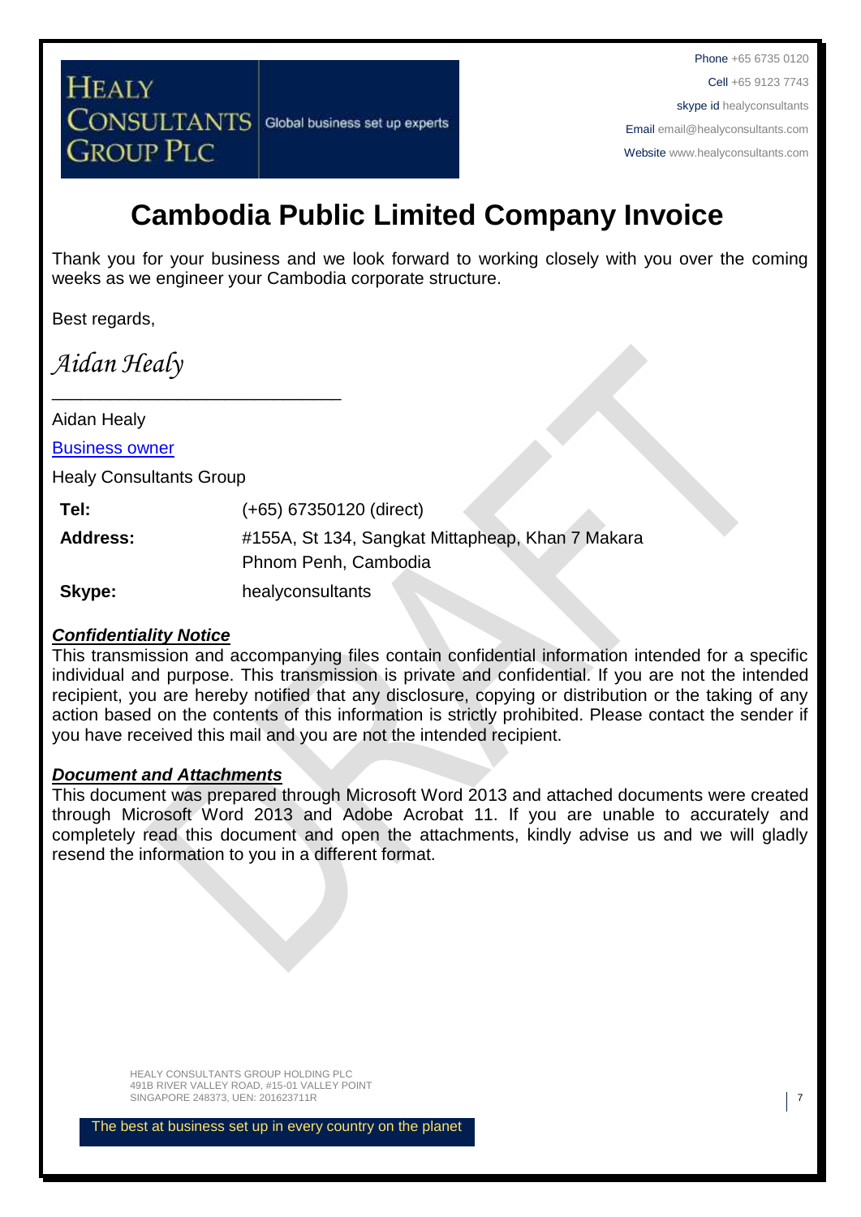# Cambodia Public Limited Company Invoice

Thank you for your business and we look forward to working closely with you over the coming weeks as we engineer your Cambodia corporate structure.

Best regards,

*Aidan Healy*

Aidan Healy

Business owner

Healy Consultants Group

| | |
|---|---|
| **Tel:** | (+65) 67350120 (direct) |
| **Address:** | #155A, St 134, Sangkat Mittapheap, Khan 7 Makara Phnom Penh, Cambodia |
| **Skype:** | healyconsultants |

***Confidentiality Notice***

This transmission and accompanying files contain confidential information intended for a specific individual and purpose. This transmission is private and confidential. If you are not the intended recipient, you are hereby notified that any disclosure, copying or distribution or the taking of any action based on the contents of this information is strictly prohibited. Please contact the sender if you have received this mail and you are not the intended recipient.

***Document and Attachments***

This document was prepared through Microsoft Word 2013 and attached documents were created through Microsoft Word 2013 and Adobe Acrobat 11. If you are unable to accurately and completely read this document and open the attachments, kindly advise us and we will gladly resend the information to you in a different format.